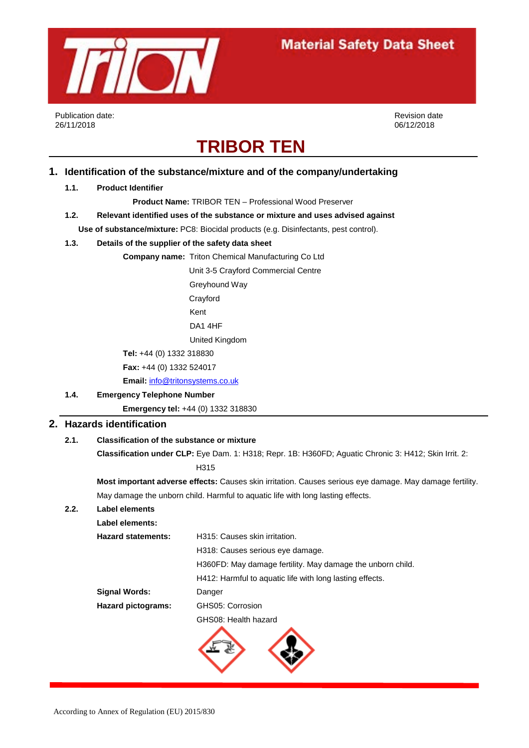Material Safety Data Sheet

Publication date: 26/11/2018

Revision date 06/12/2018

# TRIBOR TEN

## 1. Identification of the substance/mixture and of the company/undertaking

### 1.1. Product Identifier

**Product Name:** TRIBOR TEN – Professional Wood Preserver

### 1.2. Relevant identified uses of the substance or mixture and uses advised against

**Use of substance/mixture:** PC8: Biocidal products (e.g. Disinfectants, pest control).

### 1.3. Details of the supplier of the safety data sheet

**Company name:** Triton Chemical Manufacturing Co Ltd
Unit 3-5 Crayford Commercial Centre
Greyhound Way
Crayford
Kent
DA1 4HF
United Kingdom

**Tel:** +44 (0) 1332 318830

**Fax:** +44 (0) 1332 524017

**Email:** info@tritonsystems.co.uk

### 1.4. Emergency Telephone Number

**Emergency tel:** +44 (0) 1332 318830

## 2. Hazards identification

### 2.1. Classification of the substance or mixture

**Classification under CLP:** Eye Dam. 1: H318; Repr. 1B: H360FD; Aquatic Chronic 3: H412; Skin Irrit. 2: H315

**Most important adverse effects:** Causes skin irritation. Causes serious eye damage. May damage fertility. May damage the unborn child. Harmful to aquatic life with long lasting effects.

### 2.2. Label elements

**Label elements:**

**Hazard statements:**
H315: Causes skin irritation.
H318: Causes serious eye damage.
H360FD: May damage fertility. May damage the unborn child.
H412: Harmful to aquatic life with long lasting effects.

**Signal Words:** Danger

**Hazard pictograms:**
GHS05: Corrosion
GHS08: Health hazard

According to Annex of Regulation (EU) 2015/830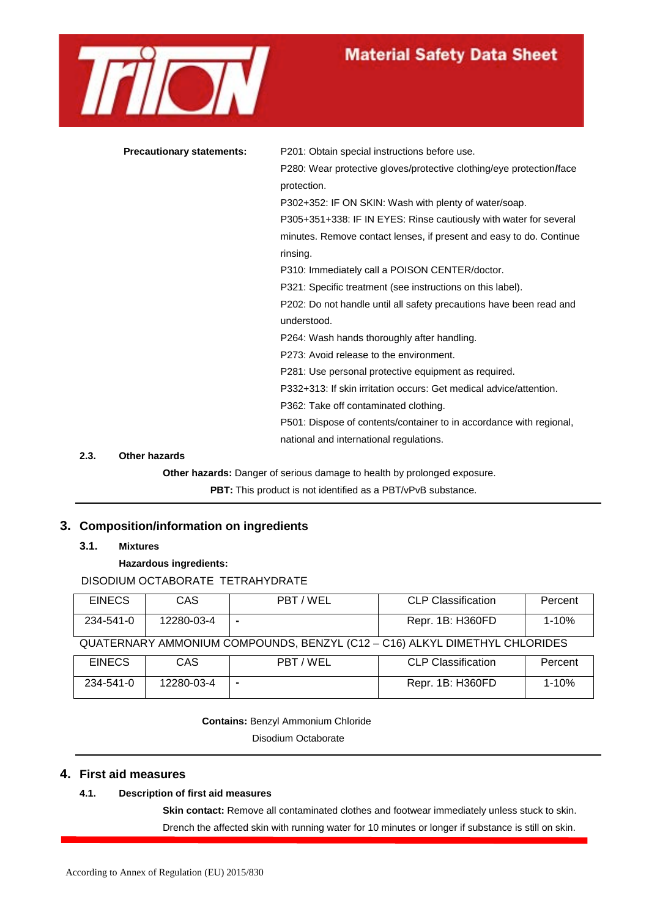**Precautionary statements:**

P201: Obtain special instructions before use.
P280: Wear protective gloves/protective clothing/eye protection/face protection.
P302+352: IF ON SKIN: Wash with plenty of water/soap.
P305+351+338: IF IN EYES: Rinse cautiously with water for several minutes. Remove contact lenses, if present and easy to do. Continue rinsing.
P310: Immediately call a POISON CENTER/doctor.
P321: Specific treatment (see instructions on this label).
P202: Do not handle until all safety precautions have been read and understood.
P264: Wash hands thoroughly after handling.
P273: Avoid release to the environment.
P281: Use personal protective equipment as required.
P332+313: If skin irritation occurs: Get medical advice/attention.
P362: Take off contaminated clothing.
P501: Dispose of contents/container to in accordance with regional, national and international regulations.

### 2.3. Other hazards

**Other hazards:** Danger of serious damage to health by prolonged exposure.

**PBT:** This product is not identified as a PBT/vPvB substance.

## 3. Composition/information on ingredients

### 3.1. Mixtures

**Hazardous ingredients:**

DISODIUM OCTABORATE TETRAHYDRATE

| EINECS | CAS | PBT / WEL | CLP Classification | Percent |
|---|---|---|---|---|
| 234-541-0 | 12280-03-4 | - | Repr. 1B: H360FD | 1-10% |

QUATERNARY AMMONIUM COMPOUNDS, BENZYL (C12 – C16) ALKYL DIMETHYL CHLORIDES

| EINECS | CAS | PBT / WEL | CLP Classification | Percent |
|---|---|---|---|---|
| 234-541-0 | 12280-03-4 | - | Repr. 1B: H360FD | 1-10% |

**Contains:** Benzyl Ammonium Chloride
Disodium Octaborate

## 4. First aid measures

### 4.1. Description of first aid measures

**Skin contact:** Remove all contaminated clothes and footwear immediately unless stuck to skin. Drench the affected skin with running water for 10 minutes or longer if substance is still on skin.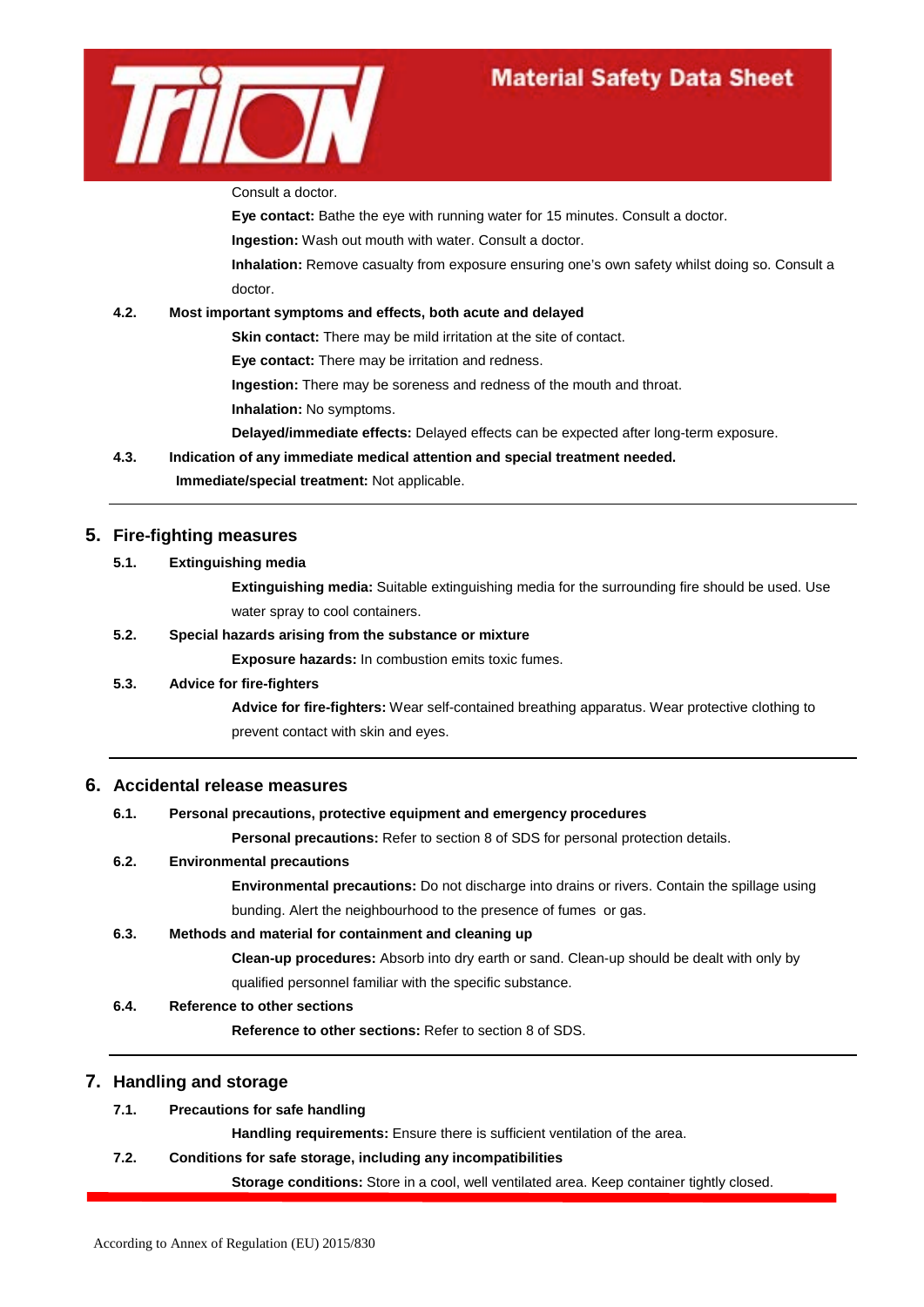Consult a doctor.

**Eye contact:** Bathe the eye with running water for 15 minutes. Consult a doctor.

**Ingestion:** Wash out mouth with water. Consult a doctor.

**Inhalation:** Remove casualty from exposure ensuring one's own safety whilst doing so. Consult a doctor.

**4.2. Most important symptoms and effects, both acute and delayed**

**Skin contact:** There may be mild irritation at the site of contact.

**Eye contact:** There may be irritation and redness.

**Ingestion:** There may be soreness and redness of the mouth and throat.

**Inhalation:** No symptoms.

**Delayed/immediate effects:** Delayed effects can be expected after long-term exposure.

**4.3. Indication of any immediate medical attention and special treatment needed.**

**Immediate/special treatment:** Not applicable.

## 5. Fire-fighting measures

**5.1. Extinguishing media**

**Extinguishing media:** Suitable extinguishing media for the surrounding fire should be used. Use water spray to cool containers.

**5.2. Special hazards arising from the substance or mixture**

**Exposure hazards:** In combustion emits toxic fumes.

**5.3. Advice for fire-fighters**

**Advice for fire-fighters:** Wear self-contained breathing apparatus. Wear protective clothing to prevent contact with skin and eyes.

## 6. Accidental release measures

**6.1. Personal precautions, protective equipment and emergency procedures**

**Personal precautions:** Refer to section 8 of SDS for personal protection details.

**6.2. Environmental precautions**

**Environmental precautions:** Do not discharge into drains or rivers. Contain the spillage using bunding. Alert the neighbourhood to the presence of fumes or gas.

**6.3. Methods and material for containment and cleaning up**

**Clean-up procedures:** Absorb into dry earth or sand. Clean-up should be dealt with only by qualified personnel familiar with the specific substance.

**6.4. Reference to other sections**

**Reference to other sections:** Refer to section 8 of SDS.

## 7. Handling and storage

**7.1. Precautions for safe handling**

**Handling requirements:** Ensure there is sufficient ventilation of the area.

**7.2. Conditions for safe storage, including any incompatibilities**

**Storage conditions:** Store in a cool, well ventilated area. Keep container tightly closed.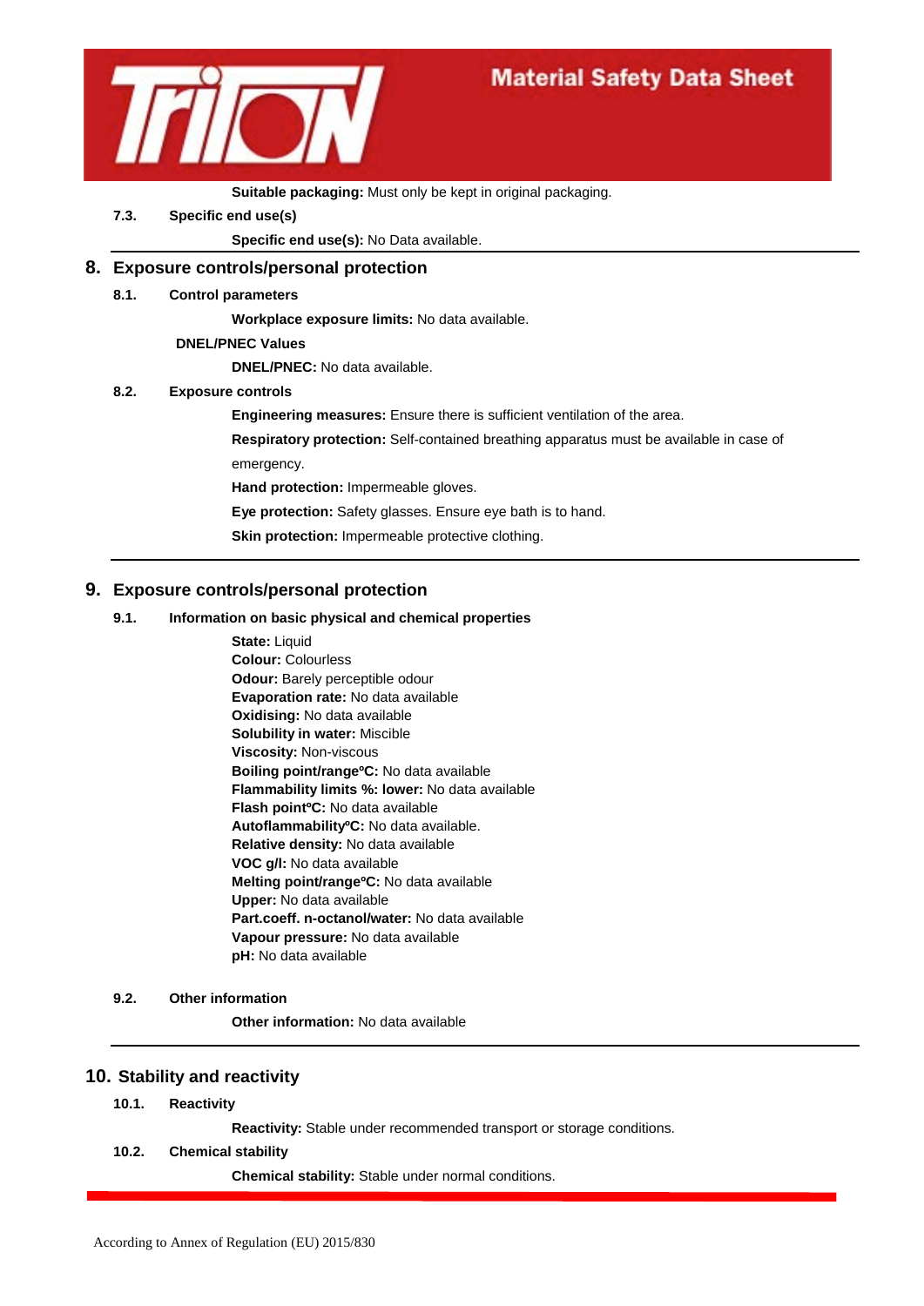**Suitable packaging:** Must only be kept in original packaging.

**7.3. Specific end use(s)**

**Specific end use(s):** No Data available.

## 8. Exposure controls/personal protection

### 8.1. Control parameters

**Workplace exposure limits:** No data available.

**DNEL/PNEC Values**

**DNEL/PNEC:** No data available.

### 8.2. Exposure controls

**Engineering measures:** Ensure there is sufficient ventilation of the area.

**Respiratory protection:** Self-contained breathing apparatus must be available in case of emergency.

**Hand protection:** Impermeable gloves.

**Eye protection:** Safety glasses. Ensure eye bath is to hand.

**Skin protection:** Impermeable protective clothing.

## 9. Exposure controls/personal protection

### 9.1. Information on basic physical and chemical properties

**State:** Liquid
**Colour:** Colourless
**Odour:** Barely perceptible odour
**Evaporation rate:** No data available
**Oxidising:** No data available
**Solubility in water:** Miscible
**Viscosity:** Non-viscous
**Boiling point/rangeºC:** No data available
**Flammability limits %: lower:** No data available
**Flash pointºC:** No data available
**AutoflammabilityºC:** No data available.
**Relative density:** No data available
**VOC g/l:** No data available
**Melting point/rangeºC:** No data available
**Upper:** No data available
**Part.coeff. n-octanol/water:** No data available
**Vapour pressure:** No data available
**pH:** No data available

### 9.2. Other information

**Other information:** No data available

## 10. Stability and reactivity

### 10.1. Reactivity

**Reactivity:** Stable under recommended transport or storage conditions.

### 10.2. Chemical stability

**Chemical stability:** Stable under normal conditions.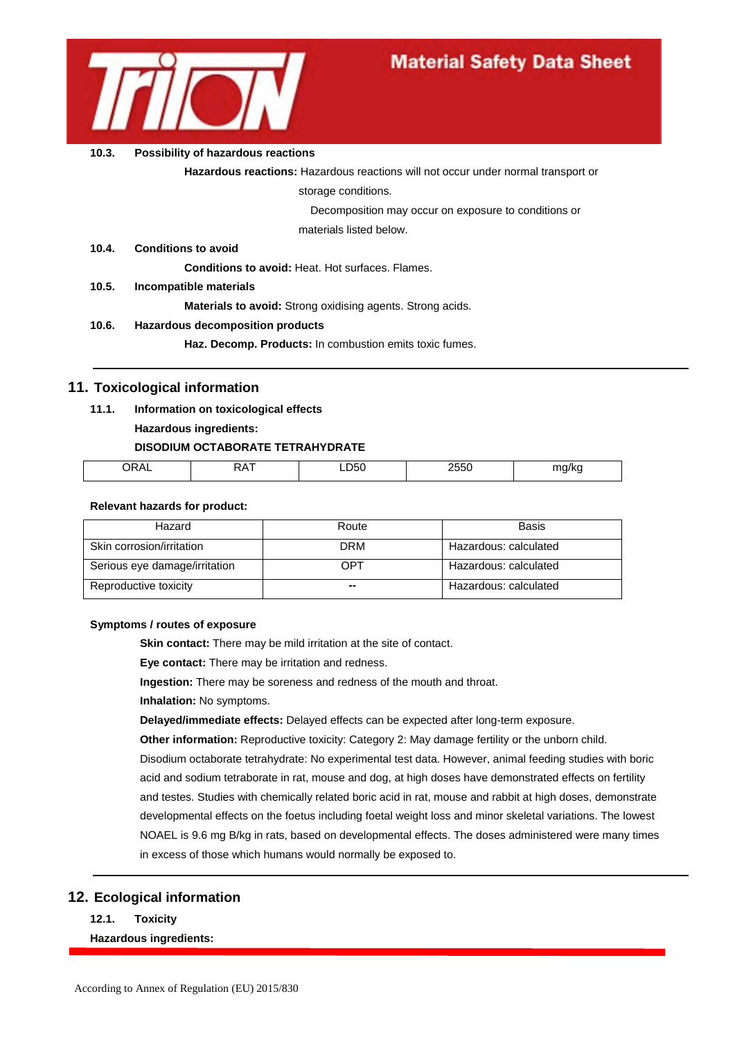**10.3. Possibility of hazardous reactions**

**Hazardous reactions:** Hazardous reactions will not occur under normal transport or storage conditions.

Decomposition may occur on exposure to conditions or materials listed below.

**10.4. Conditions to avoid**

**Conditions to avoid:** Heat. Hot surfaces. Flames.

**10.5. Incompatible materials**

**Materials to avoid:** Strong oxidising agents. Strong acids.

**10.6. Hazardous decomposition products**

**Haz. Decomp. Products:** In combustion emits toxic fumes.

## 11. Toxicological information

**11.1. Information on toxicological effects**

**Hazardous ingredients:**

**DISODIUM OCTABORATE TETRAHYDRATE**

| ORAL | RAT | LD50 | 2550 | mg/kg |
|---|---|---|---|---|

**Relevant hazards for product:**

| Hazard | Route | Basis |
|---|---|---|
| Skin corrosion/irritation | DRM | Hazardous: calculated |
| Serious eye damage/irritation | OPT | Hazardous: calculated |
| Reproductive toxicity | -- | Hazardous: calculated |

**Symptoms / routes of exposure**

**Skin contact:** There may be mild irritation at the site of contact.

**Eye contact:** There may be irritation and redness.

**Ingestion:** There may be soreness and redness of the mouth and throat.

**Inhalation:** No symptoms.

**Delayed/immediate effects:** Delayed effects can be expected after long-term exposure.

**Other information:** Reproductive toxicity: Category 2: May damage fertility or the unborn child. Disodium octaborate tetrahydrate: No experimental test data. However, animal feeding studies with boric acid and sodium tetraborate in rat, mouse and dog, at high doses have demonstrated effects on fertility and testes. Studies with chemically related boric acid in rat, mouse and rabbit at high doses, demonstrate developmental effects on the foetus including foetal weight loss and minor skeletal variations. The lowest NOAEL is 9.6 mg B/kg in rats, based on developmental effects. The doses administered were many times in excess of those which humans would normally be exposed to.

## 12. Ecological information

**12.1. Toxicity**

**Hazardous ingredients:**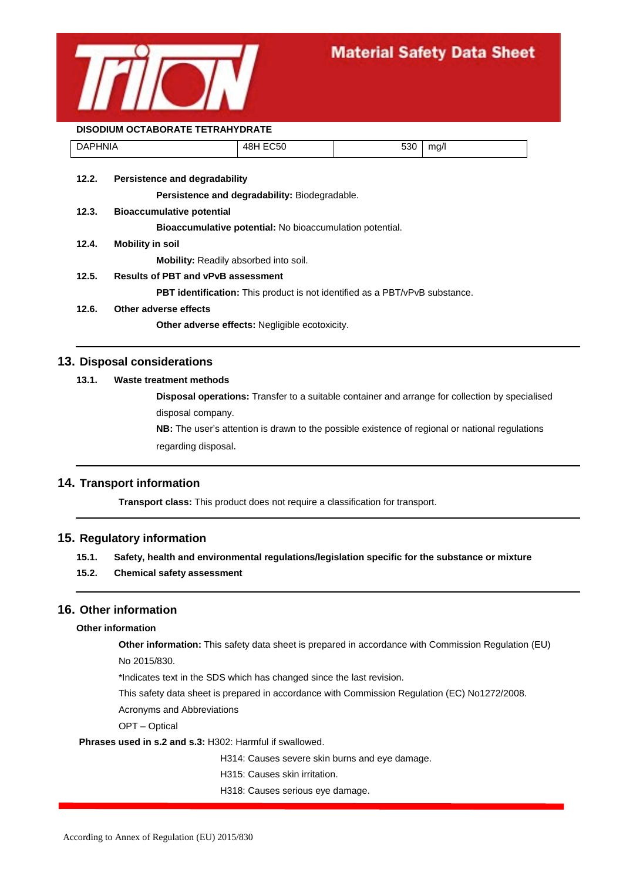**DISODIUM OCTABORATE TETRAHYDRATE**

| DAPHNIA | 48H EC50 | 530 | mg/l |
|---|---|---|---|

**12.2. Persistence and degradability**

**Persistence and degradability:** Biodegradable.

**12.3. Bioaccumulative potential**

**Bioaccumulative potential:** No bioaccumulation potential.

**12.4. Mobility in soil**

**Mobility:** Readily absorbed into soil.

**12.5. Results of PBT and vPvB assessment**

**PBT identification:** This product is not identified as a PBT/vPvB substance.

**12.6. Other adverse effects**

**Other adverse effects:** Negligible ecotoxicity.

## 13. Disposal considerations

**13.1. Waste treatment methods**

**Disposal operations:** Transfer to a suitable container and arrange for collection by specialised disposal company.

**NB:** The user's attention is drawn to the possible existence of regional or national regulations regarding disposal.

## 14. Transport information

**Transport class:** This product does not require a classification for transport.

## 15. Regulatory information

**15.1. Safety, health and environmental regulations/legislation specific for the substance or mixture**

**15.2. Chemical safety assessment**

## 16. Other information

**Other information**

**Other information:** This safety data sheet is prepared in accordance with Commission Regulation (EU) No 2015/830.

*Indicates text in the SDS which has changed since the last revision.

This safety data sheet is prepared in accordance with Commission Regulation (EC) No1272/2008.

Acronyms and Abbreviations

OPT – Optical

**Phrases used in s.2 and s.3:** H302: Harmful if swallowed.

H314: Causes severe skin burns and eye damage.

H315: Causes skin irritation.

H318: Causes serious eye damage.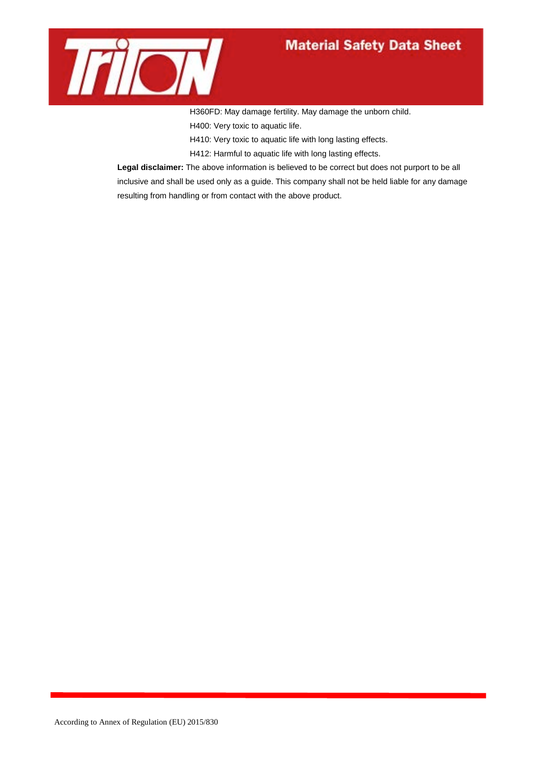H360FD: May damage fertility. May damage the unborn child.

H400: Very toxic to aquatic life.

H410: Very toxic to aquatic life with long lasting effects.

H412: Harmful to aquatic life with long lasting effects.

**Legal disclaimer:** The above information is believed to be correct but does not purport to be all inclusive and shall be used only as a guide. This company shall not be held liable for any damage resulting from handling or from contact with the above product.